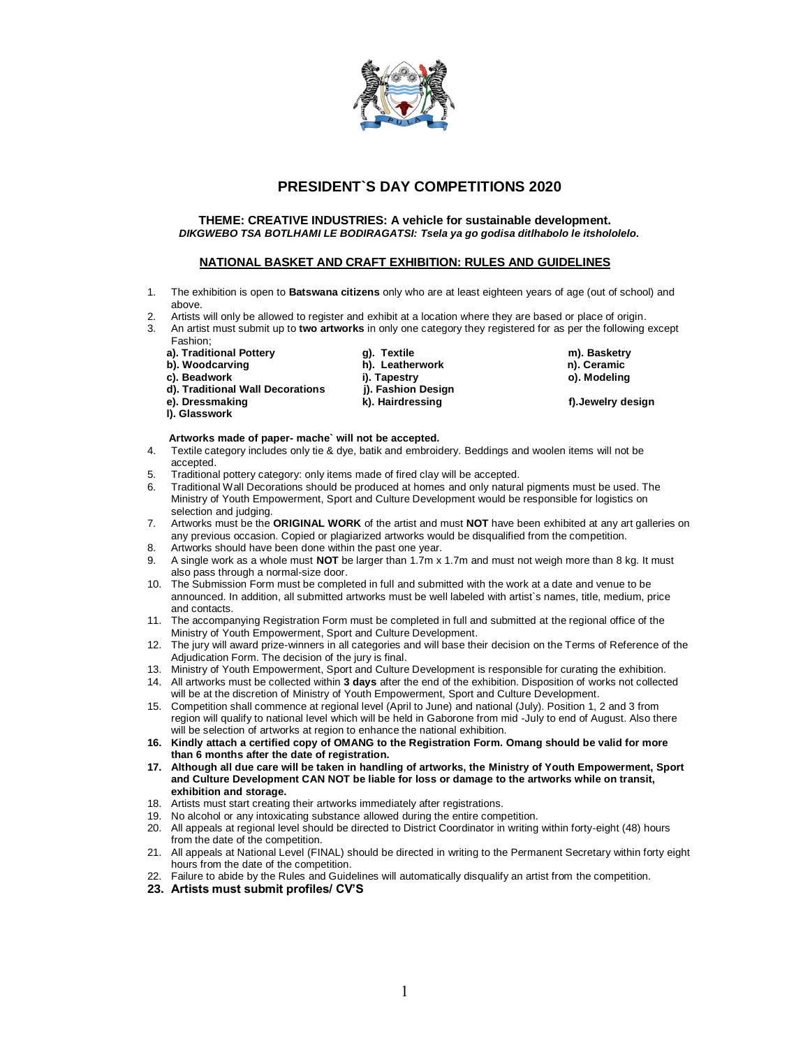# PRESIDENT`S DAY COMPETITIONS 2020

**THEME: CREATIVE INDUSTRIES: A vehicle for sustainable development.**
***DIKGWEBO TSA BOTLHAMI LE BODIRAGATSI: Tsela ya go godisa ditlhabolo le itsholotelo.***

## NATIONAL BASKET AND CRAFT EXHIBITION: RULES AND GUIDELINES

1. The exhibition is open to **Batswana citizens** only who are at least eighteen years of age (out of school) and above.
2. Artists will only be allowed to register and exhibit at a location where they are based or place of origin.
3. An artist must submit up to **two artworks** in only one category they registered for as per the following except Fashion;

   **a). Traditional Pottery**
   **b). Woodcarving**
   **c). Beadwork**
   **d). Traditional Wall Decorations**
   **e). Dressmaking**
   **l). Glasswork**
   **g). Textile**
   **h). Leatherwork**
   **i). Tapestry**
   **j). Fashion Design**
   **k). Hairdressing**
   **m). Basketry**
   **n). Ceramic**
   **o). Modeling**
   **f).Jewelry design**

   **Artworks made of paper- mache` will not be accepted.**

4. Textile category includes only tie & dye, batik and embroidery. Beddings and woolen items will not be accepted.
5. Traditional pottery category: only items made of fired clay will be accepted.
6. Traditional Wall Decorations should be produced at homes and only natural pigments must be used. The Ministry of Youth Empowerment, Sport and Culture Development would be responsible for logistics on selection and judging.
7. Artworks must be the **ORIGINAL WORK** of the artist and must **NOT** have been exhibited at any art galleries on any previous occasion. Copied or plagiarized artworks would be disqualified from the competition.
8. Artworks should have been done within the past one year.
9. A single work as a whole must **NOT** be larger than 1.7m x 1.7m and must not weigh more than 8 kg. It must also pass through a normal-size door.
10. The Submission Form must be completed in full and submitted with the work at a date and venue to be announced. In addition, all submitted artworks must be well labeled with artist`s names, title, medium, price and contacts.
11. The accompanying Registration Form must be completed in full and submitted at the regional office of the Ministry of Youth Empowerment, Sport and Culture Development.
12. The jury will award prize-winners in all categories and will base their decision on the Terms of Reference of the Adjudication Form. The decision of the jury is final.
13. Ministry of Youth Empowerment, Sport and Culture Development is responsible for curating the exhibition.
14. All artworks must be collected within **3 days** after the end of the exhibition. Disposition of works not collected will be at the discretion of Ministry of Youth Empowerment, Sport and Culture Development.
15. Competition shall commence at regional level (April to June) and national (July). Position 1, 2 and 3 from region will qualify to national level which will be held in Gaborone from mid -July to end of August. Also there will be selection of artworks at region to enhance the national exhibition.
16. **Kindly attach a certified copy of OMANG to the Registration Form. Omang should be valid for more than 6 months after the date of registration.**
17. **Although all due care will be taken in handling of artworks, the Ministry of Youth Empowerment, Sport and Culture Development CAN NOT be liable for loss or damage to the artworks while on transit, exhibition and storage.**
18. Artists must start creating their artworks immediately after registrations.
19. No alcohol or any intoxicating substance allowed during the entire competition.
20. All appeals at regional level should be directed to District Coordinator in writing within forty-eight (48) hours from the date of the competition.
21. All appeals at National Level (FINAL) should be directed in writing to the Permanent Secretary within forty eight hours from the date of the competition.
22. Failure to abide by the Rules and Guidelines will automatically disqualify an artist from the competition.
23. **Artists must submit profiles/ CV'S**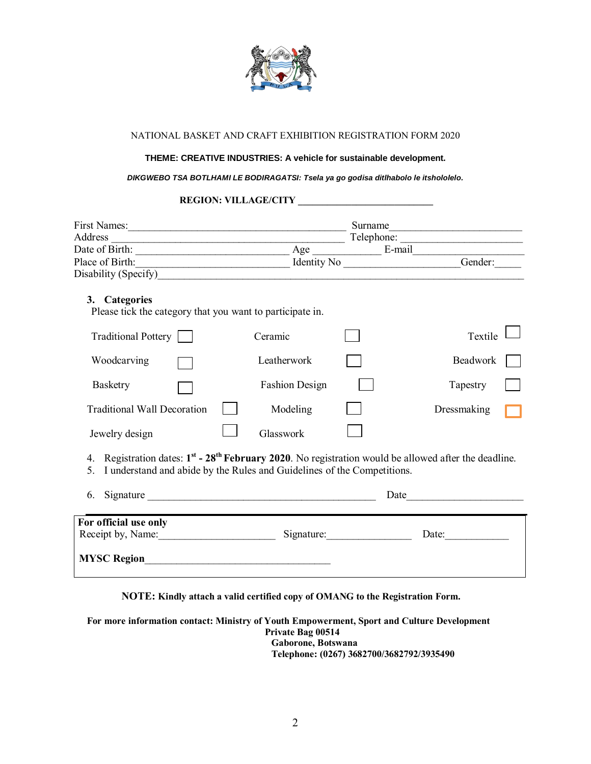NATIONAL BASKET AND CRAFT EXHIBITION REGISTRATION FORM 2020

**THEME: CREATIVE INDUSTRIES: A vehicle for sustainable development.**

***DIKGWEBO TSA BOTLHAMI LE BODIRAGATSI: Tsela ya go godisa ditlhabolo le itsholololo.***

**REGION: VILLAGE/CITY ___________________________**

First Names:__________________________________________ Surname__________________________
Address ______________________________________________ Telephone: ________________________
Date of Birth: _____________________________ Age _____________ E-mail______________________
Place of Birth:_____________________________ Identity No ______________________Gender:_____
Disability (Specify)_____________________________________________________________________

### 3. Categories

Please tick the category that you want to participate in.

| | | |
|---|---|---|
| Traditional Pottery ☐ | Ceramic ☐ | Textile ☐ |
| Woodcarving ☐ | Leatherwork ☐ | Beadwork ☐ |
| Basketry ☐ | Fashion Design ☐ | Tapestry ☐ |
| Traditional Wall Decoration ☐ | Modeling ☐ | Dressmaking ☐ |
| Jewelry design ☐ | Glasswork ☐ | |

4. Registration dates: **1st - 28th February 2020**. No registration would be allowed after the deadline.
5. I understand and abide by the Rules and Guidelines of the Competitions.
6. Signature ____________________________________________ Date______________________

**For official use only**
Receipt by, Name:______________________ Signature:________________ Date:____________

**MYSC Region**____________________________________

**NOTE: Kindly attach a valid certified copy of OMANG to the Registration Form.**

**For more information contact: Ministry of Youth Empowerment, Sport and Culture Development**
**Private Bag 00514**
**Gaborone, Botswana**
**Telephone: (0267) 3682700/3682792/3935490**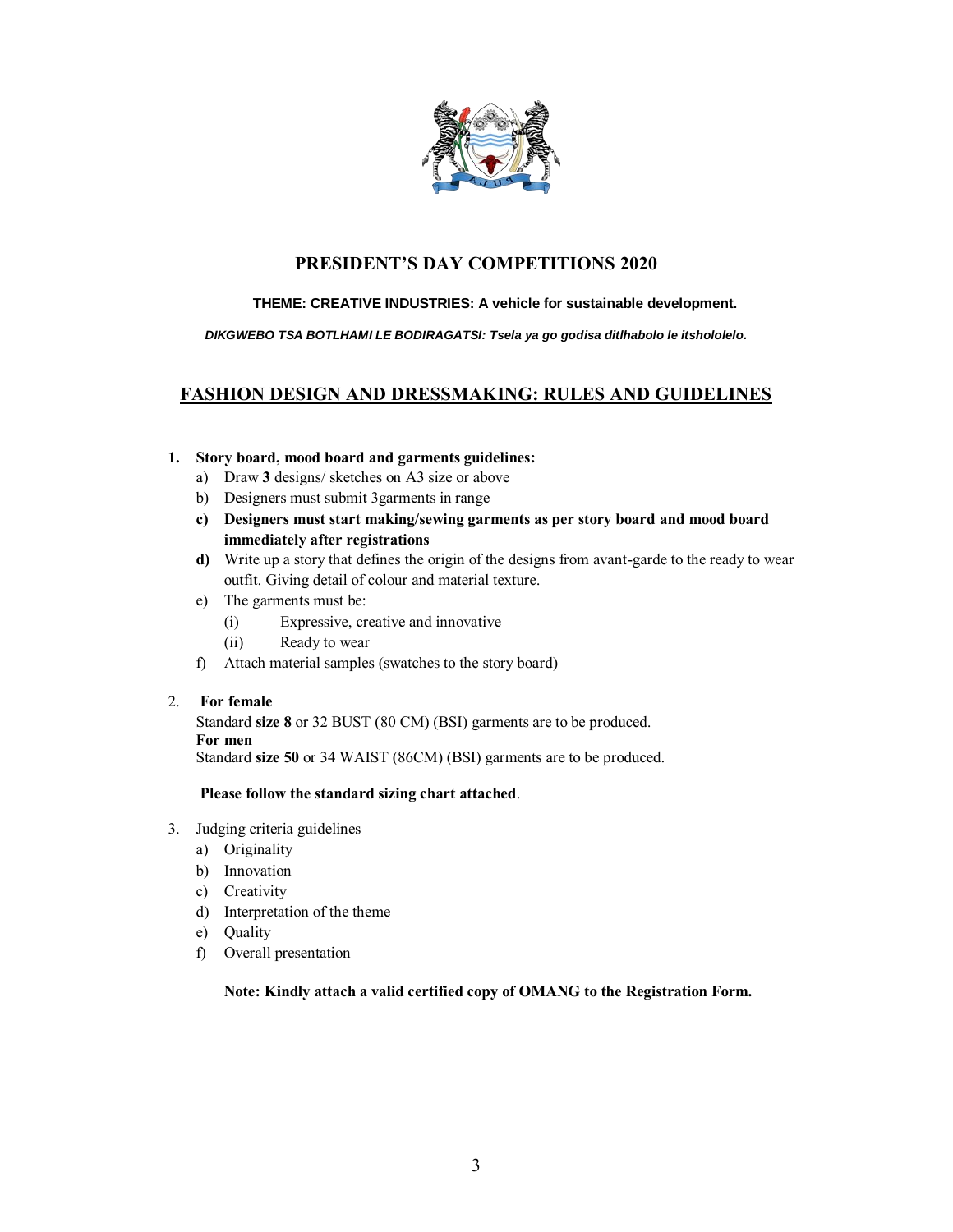# PRESIDENT'S DAY COMPETITIONS 2020

**THEME: CREATIVE INDUSTRIES: A vehicle for sustainable development.**

***DIKGWEBO TSA BOTLHAMI LE BODIRAGATSI: Tsela ya go godisa ditlhabolo le itsholololo.***

## FASHION DESIGN AND DRESSMAKING: RULES AND GUIDELINES

1. **Story board, mood board and garments guidelines:**
   a) Draw **3** designs/ sketches on A3 size or above
   b) Designers must submit 3garments in range
   **c) Designers must start making/sewing garments as per story board and mood board immediately after registrations**
   **d)** Write up a story that defines the origin of the designs from avant-garde to the ready to wear outfit. Giving detail of colour and material texture.
   e) The garments must be:
      (i) Expressive, creative and innovative
      (ii) Ready to wear
   f) Attach material samples (swatches to the story board)

2. **For female**
   Standard **size 8** or 32 BUST (80 CM) (BSI) garments are to be produced.
   **For men**
   Standard **size 50** or 34 WAIST (86CM) (BSI) garments are to be produced.

   **Please follow the standard sizing chart attached**.

3. Judging criteria guidelines
   a) Originality
   b) Innovation
   c) Creativity
   d) Interpretation of the theme
   e) Quality
   f) Overall presentation

   **Note: Kindly attach a valid certified copy of OMANG to the Registration Form.**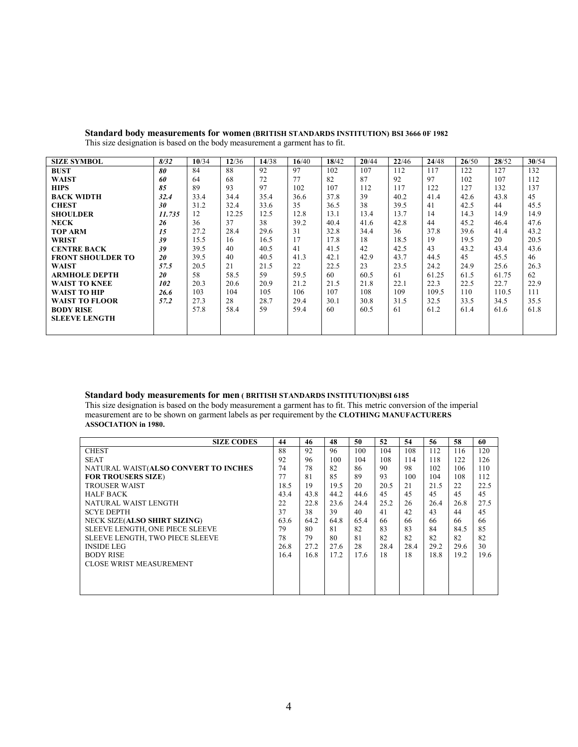**Standard body measurements for women (BRITISH STANDARDS INSTITUTION) BSI 3666 0F 1982**

This size designation is based on the body measurement a garment has to fit.

| SIZE SYMBOL | ***8/32*** | **10**/34 | **12**/36 | **14**/38 | **16**/40 | **18**/42 | **20**/44 | **22**/46 | **24**/48 | **26**/50 | **28**/52 | **30**/54 |
|---|---|---|---|---|---|---|---|---|---|---|---|---|
| **BUST** | ***80*** | 84 | 88 | 92 | 97 | 102 | 107 | 112 | 117 | 122 | 127 | 132 |
| **WAIST** | ***60*** | 64 | 68 | 72 | 77 | 82 | 87 | 92 | 97 | 102 | 107 | 112 |
| **HIPS** | ***85*** | 89 | 93 | 97 | 102 | 107 | 112 | 117 | 122 | 127 | 132 | 137 |
| **BACK WIDTH** | ***32.4*** | 33.4 | 34.4 | 35.4 | 36.6 | 37.8 | 39 | 40.2 | 41.4 | 42.6 | 43.8 | 45 |
| **CHEST** | ***30*** | 31.2 | 32.4 | 33.6 | 35 | 36.5 | 38 | 39.5 | 41 | 42.5 | 44 | 45.5 |
| **SHOULDER** | ***11.735*** | 12 | 12.25 | 12.5 | 12.8 | 13.1 | 13.4 | 13.7 | 14 | 14.3 | 14.9 | 14.9 |
| **NECK** | ***26*** | 36 | 37 | 38 | 39.2 | 40.4 | 41.6 | 42.8 | 44 | 45.2 | 46.4 | 47.6 |
| **TOP ARM** | ***15*** | 27.2 | 28.4 | 29.6 | 31 | 32.8 | 34.4 | 36 | 37.8 | 39.6 | 41.4 | 43.2 |
| **WRIST** | ***39*** | 15.5 | 16 | 16.5 | 17 | 17.8 | 18 | 18.5 | 19 | 19.5 | 20 | 20.5 |
| **CENTRE BACK** | ***39*** | 39.5 | 40 | 40.5 | 41 | 41.5 | 42 | 42.5 | 43 | 43.2 | 43.4 | 43.6 |
| **FRONT SHOULDER TO** | ***20*** | 39.5 | 40 | 40.5 | 41.3 | 42.1 | 42.9 | 43.7 | 44.5 | 45 | 45.5 | 46 |
| **WAIST** | ***57.5*** | 20.5 | 21 | 21.5 | 22 | 22.5 | 23 | 23.5 | 24.2 | 24.9 | 25.6 | 26.3 |
| **ARMHOLE DEPTH** | ***20*** | 58 | 58.5 | 59 | 59.5 | 60 | 60.5 | 61 | 61.25 | 61.5 | 61.75 | 62 |
| **WAIST TO KNEE** | ***102*** | 20.3 | 20.6 | 20.9 | 21.2 | 21.5 | 21.8 | 22.1 | 22.3 | 22.5 | 22.7 | 22.9 |
| **WAIST TO HIP** | ***26.6*** | 103 | 104 | 105 | 106 | 107 | 108 | 109 | 109.5 | 110 | 110.5 | 111 |
| **WAIST TO FLOOR** | ***57.2*** | 27.3 | 28 | 28.7 | 29.4 | 30.1 | 30.8 | 31.5 | 32.5 | 33.5 | 34.5 | 35.5 |
| **BODY RISE** | | 57.8 | 58.4 | 59 | 59.4 | 60 | 60.5 | 61 | 61.2 | 61.4 | 61.6 | 61.8 |
| **SLEEVE LENGTH** | | | | | | | | | | | | |

**Standard body measurements for men ( BRITISH STANDARDS INSTITUTION)BSI 6185**

This size designation is based on the body measurement a garment has to fit. This metric conversion of the imperial measurement are to be shown on garment labels as per requirement by the **CLOTHING MANUFACTURERS ASSOCIATION in 1980.**

| **SIZE CODES** | **44** | **46** | **48** | **50** | **52** | **54** | **56** | **58** | **60** |
|---|---|---|---|---|---|---|---|---|---|
| CHEST | 88 | 92 | 96 | 100 | 104 | 108 | 112 | 116 | 120 |
| SEAT | 92 | 96 | 100 | 104 | 108 | 114 | 118 | 122 | 126 |
| NATURAL WAIST(**ALSO CONVERT TO INCHES** | 74 | 78 | 82 | 86 | 90 | 98 | 102 | 106 | 110 |
| **FOR TROUSERS SIZE**) | 77 | 81 | 85 | 89 | 93 | 100 | 104 | 108 | 112 |
| TROUSER WAIST | 18.5 | 19 | 19.5 | 20 | 20.5 | 21 | 21.5 | 22 | 22.5 |
| HALF BACK | 43.4 | 43.8 | 44.2 | 44.6 | 45 | 45 | 45 | 45 | 45 |
| NATURAL WAIST LENGTH | 22 | 22.8 | 23.6 | 24.4 | 25.2 | 26 | 26.4 | 26.8 | 27.5 |
| SCYE DEPTH | 37 | 38 | 39 | 40 | 41 | 42 | 43 | 44 | 45 |
| NECK SIZE(**ALSO SHIRT SIZING**) | 63.6 | 64.2 | 64.8 | 65.4 | 66 | 66 | 66 | 66 | 66 |
| SLEEVE LENGTH, ONE PIECE SLEEVE | 79 | 80 | 81 | 82 | 83 | 83 | 84 | 84.5 | 85 |
| SLEEVE LENGTH, TWO PIECE SLEEVE | 78 | 79 | 80 | 81 | 82 | 82 | 82 | 82 | 82 |
| INSIDE LEG | 26.8 | 27.2 | 27.6 | 28 | 28.4 | 28.4 | 29.2 | 29.6 | 30 |
| BODY RISE | 16.4 | 16.8 | 17.2 | 17.6 | 18 | 18 | 18.8 | 19.2 | 19.6 |
| CLOSE WRIST MEASUREMENT | | | | | | | | | |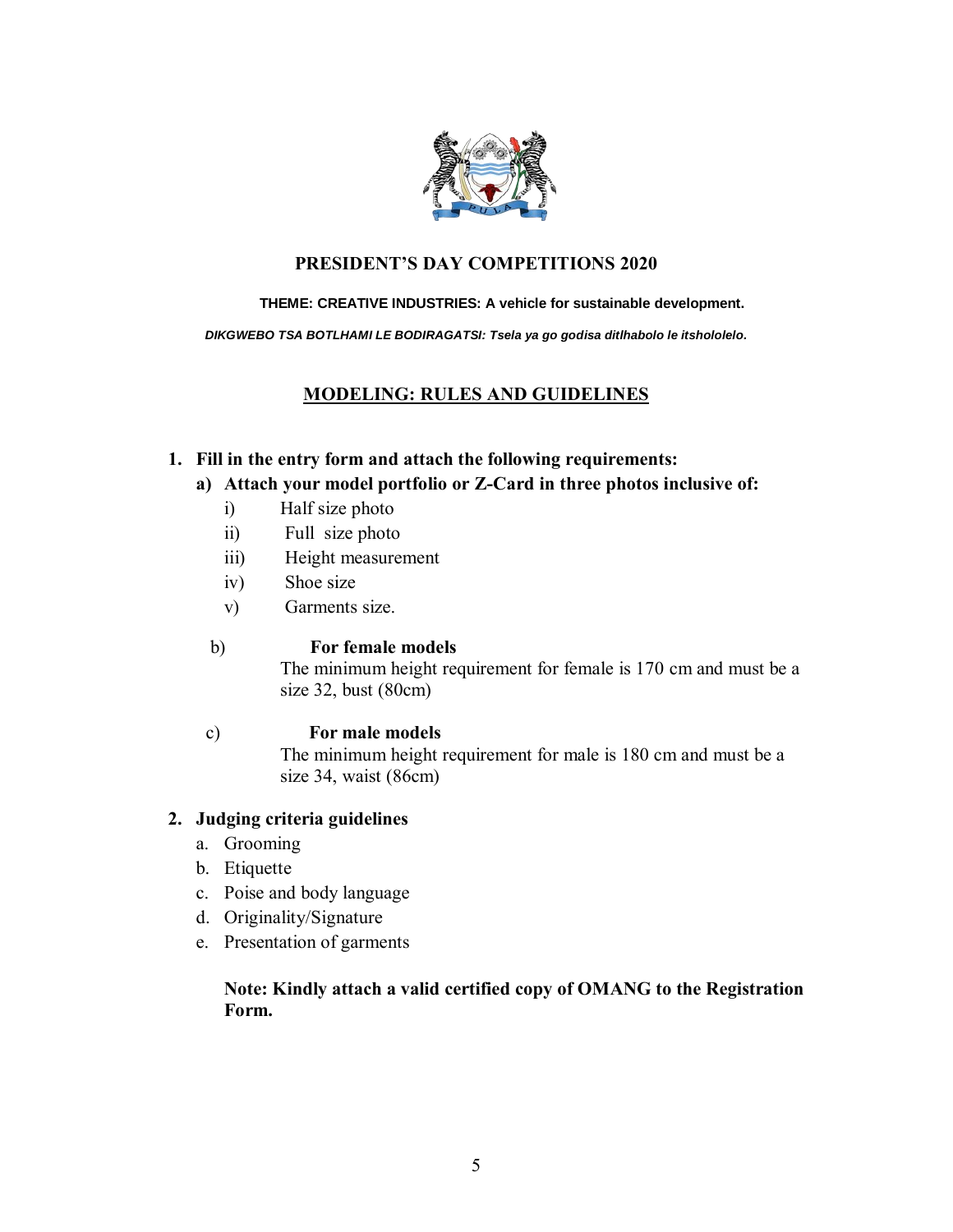## PRESIDENT'S DAY COMPETITIONS 2020

**THEME: CREATIVE INDUSTRIES: A vehicle for sustainable development.**

***DIKGWEBO TSA BOTLHAMI LE BODIRAGATSI: Tsela ya go godisa ditlhabolo le itsholololo.***

### <u>MODELING: RULES AND GUIDELINES</u>

1. **Fill in the entry form and attach the following requirements:**
   a) **Attach your model portfolio or Z-Card in three photos inclusive of:**
      i) Half size photo
      ii) Full size photo
      iii) Height measurement
      iv) Shoe size
      v) Garments size.

   b) **For female models**
      The minimum height requirement for female is 170 cm and must be a size 32, bust (80cm)

   c) **For male models**
      The minimum height requirement for male is 180 cm and must be a size 34, waist (86cm)

2. **Judging criteria guidelines**
   a. Grooming
   b. Etiquette
   c. Poise and body language
   d. Originality/Signature
   e. Presentation of garments

**Note: Kindly attach a valid certified copy of OMANG to the Registration Form.**